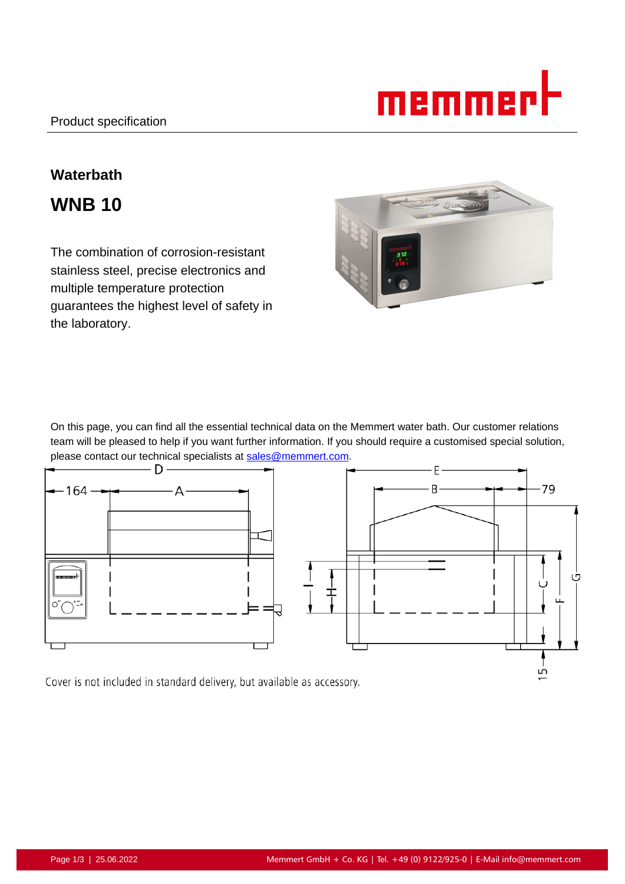Product specification

## Waterbath

# WNB 10

The combination of corrosion-resistant stainless steel, precise electronics and multiple temperature protection guarantees the highest level of safety in the laboratory.

On this page, you can find all the essential technical data on the Memmert water bath. Our customer relations team will be pleased to help if you want further information. If you should require a customised special solution, please contact our technical specialists at sales@memmert.com.

Cover is not included in standard delivery, but available as accessory.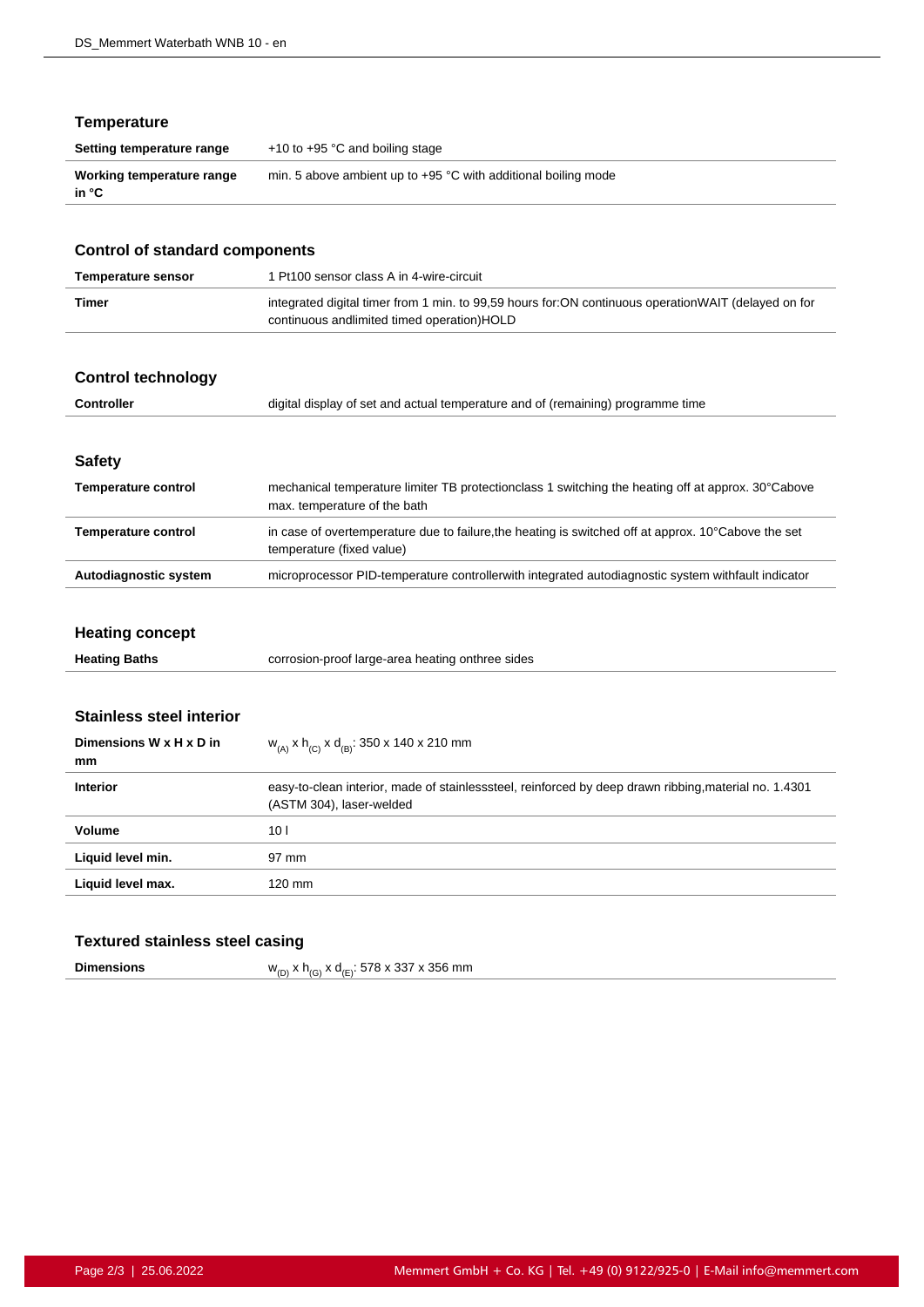## Temperature

| | |
|---|---|
| **Setting temperature range** | +10 to +95 °C and boiling stage |
| **Working temperature range in °C** | min. 5 above ambient up to +95 °C with additional boiling mode |

## Control of standard components

| | |
|---|---|
| **Temperature sensor** | 1 Pt100 sensor class A in 4-wire-circuit |
| **Timer** | integrated digital timer from 1 min. to 99,59 hours for:ON continuous operationWAIT (delayed on for continuous andlimited timed operation)HOLD |

## Control technology

| | |
|---|---|
| **Controller** | digital display of set and actual temperature and of (remaining) programme time |

## Safety

| | |
|---|---|
| **Temperature control** | mechanical temperature limiter TB protectionclass 1 switching the heating off at approx. 30°Cabove max. temperature of the bath |
| **Temperature control** | in case of overtemperature due to failure,the heating is switched off at approx. 10°Cabove the set temperature (fixed value) |
| **Autodiagnostic system** | microprocessor PID-temperature controllerwith integrated autodiagnostic system withfault indicator |

## Heating concept

| | |
|---|---|
| **Heating Baths** | corrosion-proof large-area heating onthree sides |

## Stainless steel interior

| | |
|---|---|
| **Dimensions W x H x D in mm** | $w_{(A)}$ x $h_{(C)}$ x $d_{(B)}$: 350 x 140 x 210 mm |
| **Interior** | easy-to-clean interior, made of stainlesssteel, reinforced by deep drawn ribbing,material no. 1.4301 (ASTM 304), laser-welded |
| **Volume** | 10 l |
| **Liquid level min.** | 97 mm |
| **Liquid level max.** | 120 mm |

## Textured stainless steel casing

| | |
|---|---|
| **Dimensions** | $w_{(D)}$ x $h_{(G)}$ x $d_{(E)}$: 578 x 337 x 356 mm |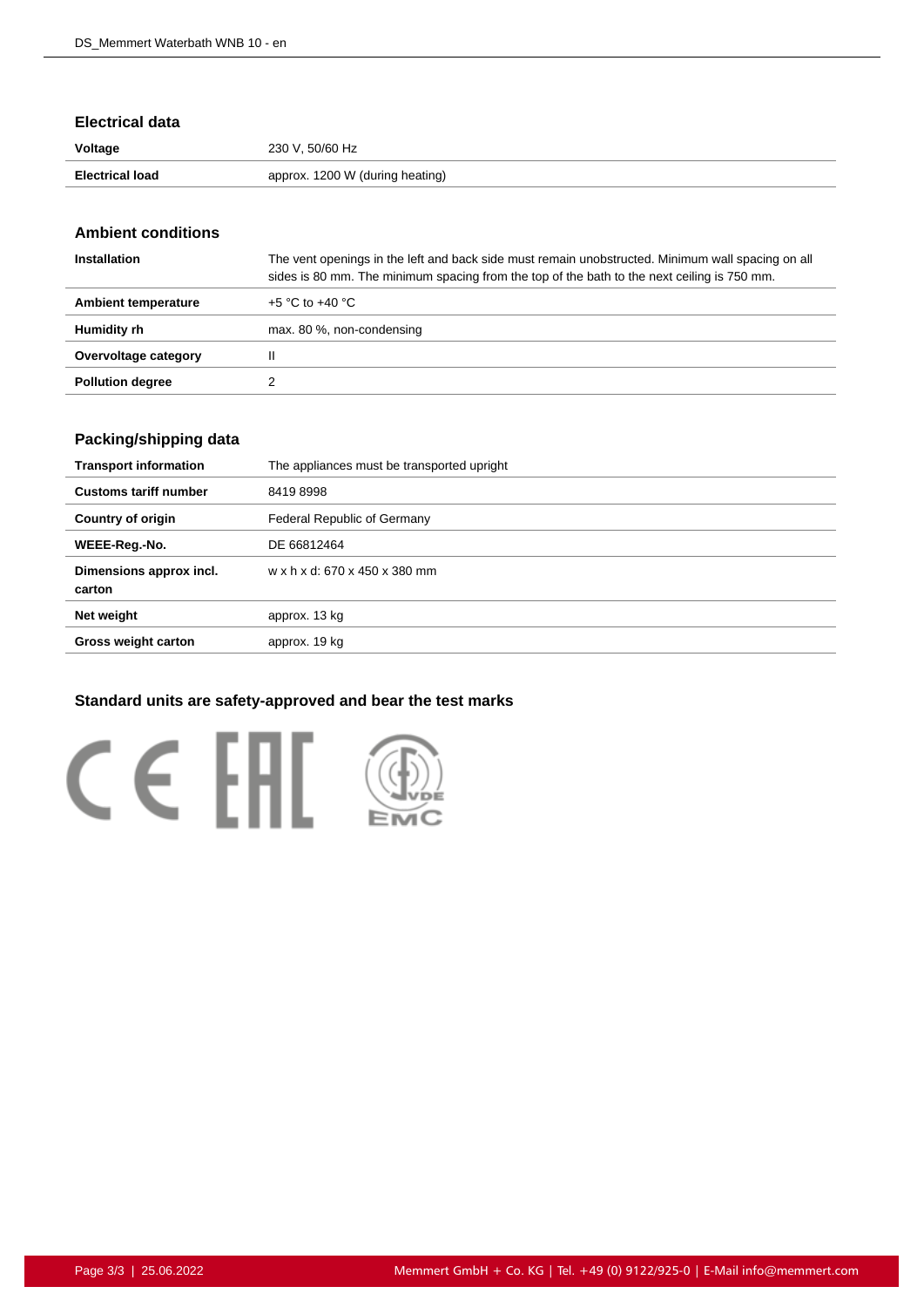## Electrical data

| | |
|---|---|
| **Voltage** | 230 V, 50/60 Hz |
| **Electrical load** | approx. 1200 W (during heating) |

## Ambient conditions

| | |
|---|---|
| **Installation** | The vent openings in the left and back side must remain unobstructed. Minimum wall spacing on all sides is 80 mm. The minimum spacing from the top of the bath to the next ceiling is 750 mm. |
| **Ambient temperature** | +5 °C to +40 °C |
| **Humidity rh** | max. 80 %, non-condensing |
| **Overvoltage category** | II |
| **Pollution degree** | 2 |

## Packing/shipping data

| | |
|---|---|
| **Transport information** | The appliances must be transported upright |
| **Customs tariff number** | 8419 8998 |
| **Country of origin** | Federal Republic of Germany |
| **WEEE-Reg.-No.** | DE 66812464 |
| **Dimensions approx incl. carton** | w x h x d: 670 x 450 x 380 mm |
| **Net weight** | approx. 13 kg |
| **Gross weight carton** | approx. 19 kg |

## Standard units are safety-approved and bear the test marks